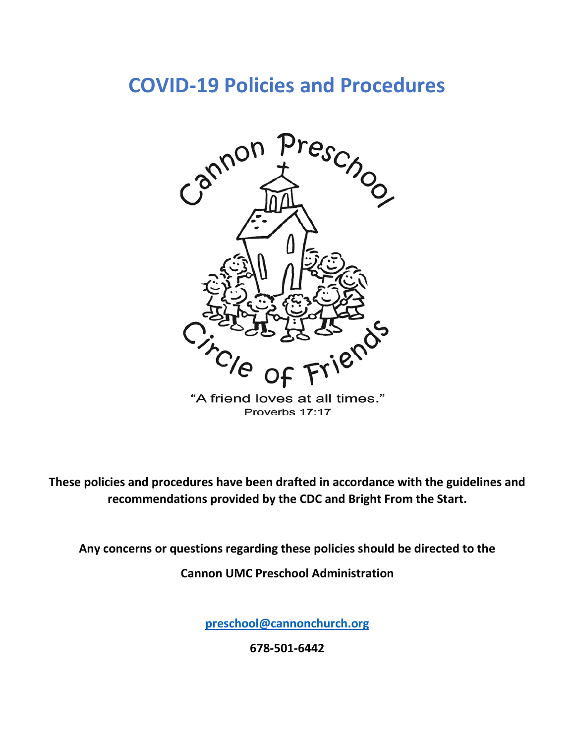# COVID-19 Policies and Procedures

Cannon Preschool

Circle of Friends

"A friend loves at all times."
Proverbs 17:17

**These policies and procedures have been drafted in accordance with the guidelines and recommendations provided by the CDC and Bright From the Start.**

**Any concerns or questions regarding these policies should be directed to the**

**Cannon UMC Preschool Administration**

**preschool@cannonchurch.org**

**678-501-6442**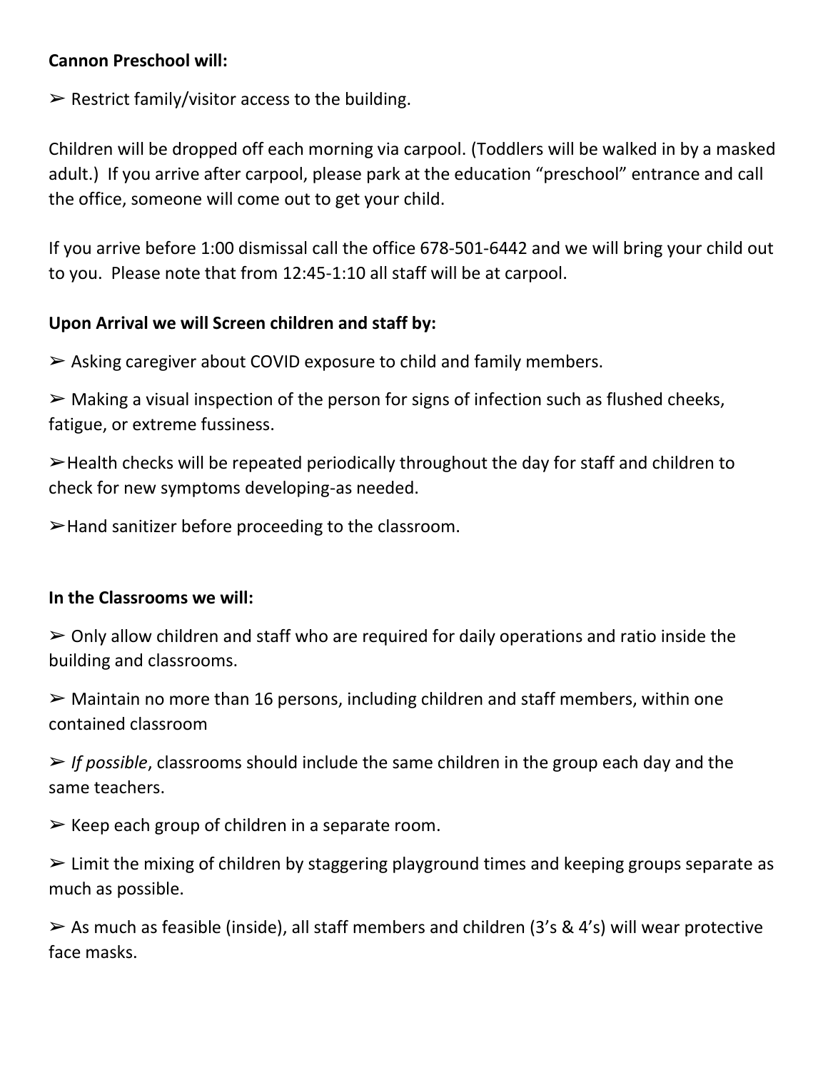**Cannon Preschool will:**

➢ Restrict family/visitor access to the building.

Children will be dropped off each morning via carpool. (Toddlers will be walked in by a masked adult.) If you arrive after carpool, please park at the education "preschool" entrance and call the office, someone will come out to get your child.

If you arrive before 1:00 dismissal call the office 678-501-6442 and we will bring your child out to you. Please note that from 12:45-1:10 all staff will be at carpool.

**Upon Arrival we will Screen children and staff by:**

➢ Asking caregiver about COVID exposure to child and family members.

➢ Making a visual inspection of the person for signs of infection such as flushed cheeks, fatigue, or extreme fussiness.

➢Health checks will be repeated periodically throughout the day for staff and children to check for new symptoms developing-as needed.

➢Hand sanitizer before proceeding to the classroom.

**In the Classrooms we will:**

➢ Only allow children and staff who are required for daily operations and ratio inside the building and classrooms.

➢ Maintain no more than 16 persons, including children and staff members, within one contained classroom

➢ *If possible*, classrooms should include the same children in the group each day and the same teachers.

➢ Keep each group of children in a separate room.

➢ Limit the mixing of children by staggering playground times and keeping groups separate as much as possible.

➢ As much as feasible (inside), all staff members and children (3's & 4's) will wear protective face masks.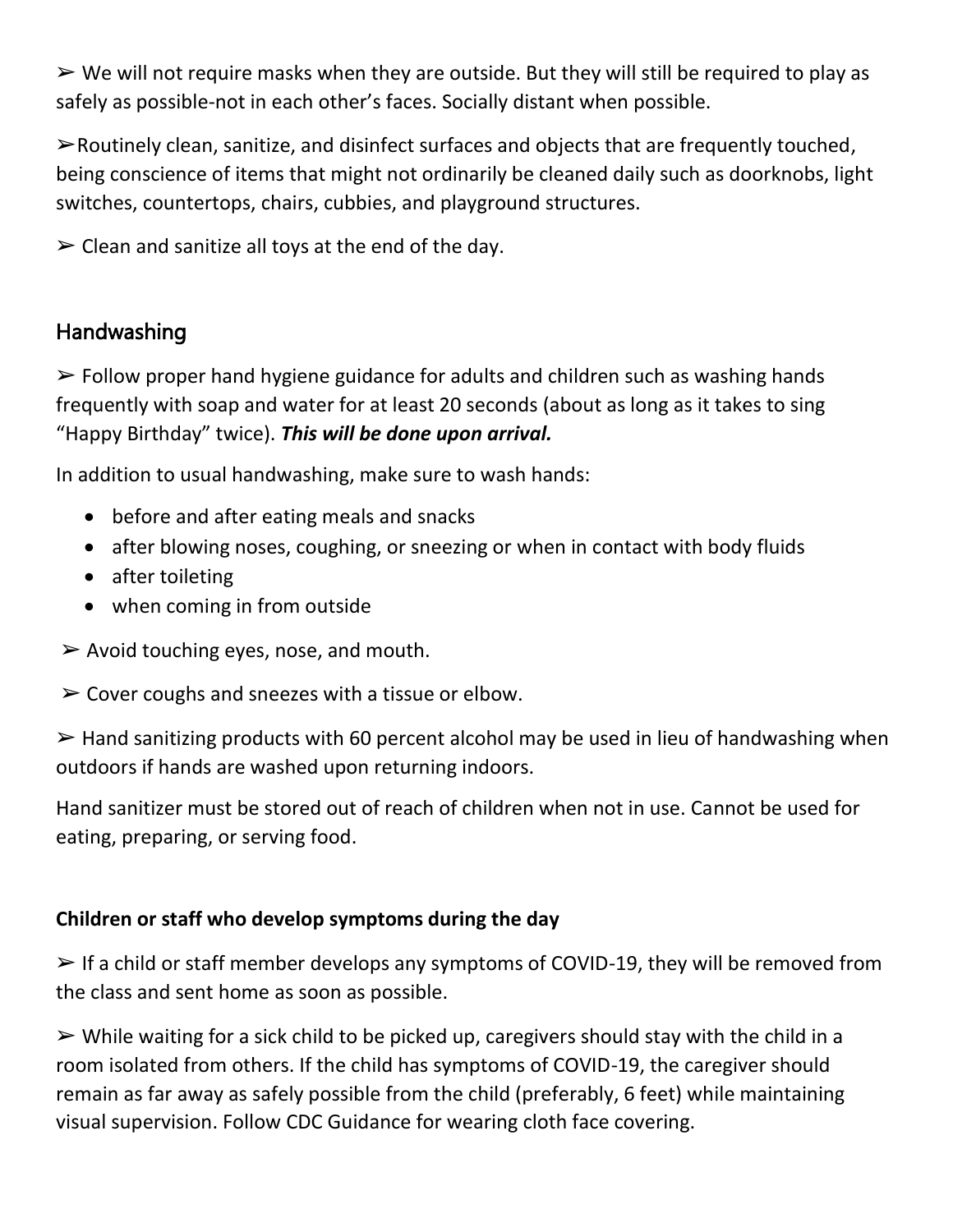➢ We will not require masks when they are outside. But they will still be required to play as safely as possible-not in each other's faces. Socially distant when possible.

➢Routinely clean, sanitize, and disinfect surfaces and objects that are frequently touched, being conscience of items that might not ordinarily be cleaned daily such as doorknobs, light switches, countertops, chairs, cubbies, and playground structures.

➢ Clean and sanitize all toys at the end of the day.

## Handwashing

➢ Follow proper hand hygiene guidance for adults and children such as washing hands frequently with soap and water for at least 20 seconds (about as long as it takes to sing "Happy Birthday" twice). ***This will be done upon arrival.***

In addition to usual handwashing, make sure to wash hands:

- before and after eating meals and snacks
- after blowing noses, coughing, or sneezing or when in contact with body fluids
- after toileting
- when coming in from outside

➢ Avoid touching eyes, nose, and mouth.

➢ Cover coughs and sneezes with a tissue or elbow.

➢ Hand sanitizing products with 60 percent alcohol may be used in lieu of handwashing when outdoors if hands are washed upon returning indoors.

Hand sanitizer must be stored out of reach of children when not in use. Cannot be used for eating, preparing, or serving food.

**Children or staff who develop symptoms during the day**

➢ If a child or staff member develops any symptoms of COVID-19, they will be removed from the class and sent home as soon as possible.

➢ While waiting for a sick child to be picked up, caregivers should stay with the child in a room isolated from others. If the child has symptoms of COVID-19, the caregiver should remain as far away as safely possible from the child (preferably, 6 feet) while maintaining visual supervision. Follow CDC Guidance for wearing cloth face covering.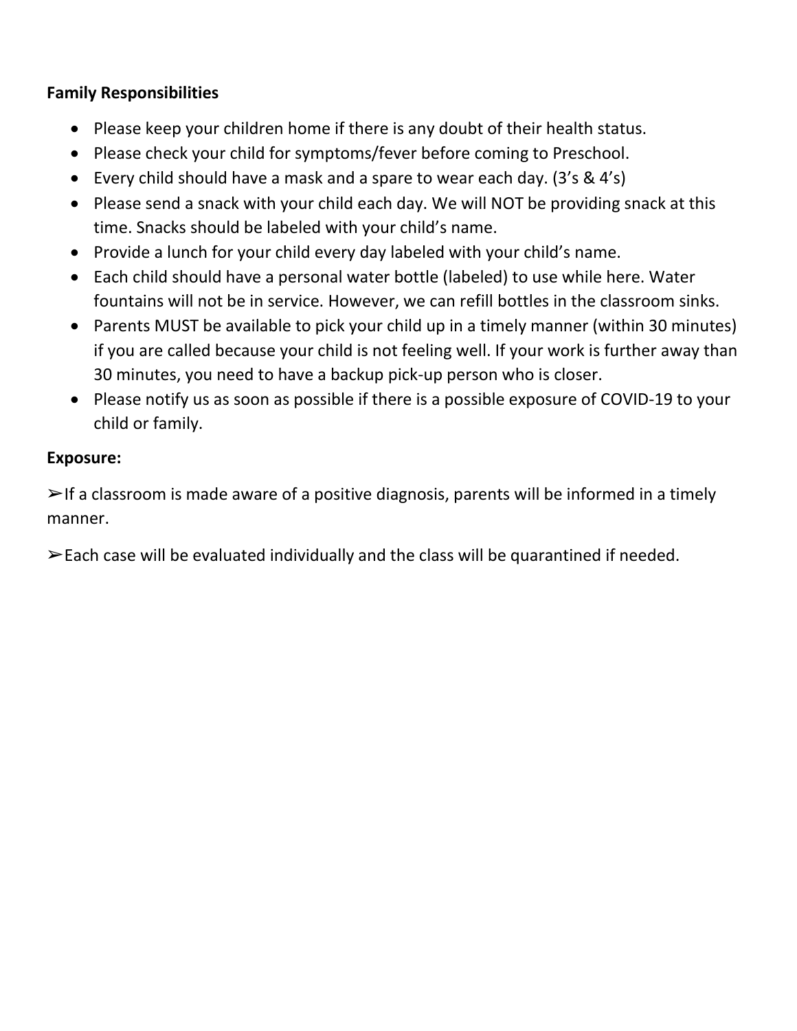**Family Responsibilities**

- Please keep your children home if there is any doubt of their health status.
- Please check your child for symptoms/fever before coming to Preschool.
- Every child should have a mask and a spare to wear each day. (3's & 4's)
- Please send a snack with your child each day. We will NOT be providing snack at this time. Snacks should be labeled with your child's name.
- Provide a lunch for your child every day labeled with your child's name.
- Each child should have a personal water bottle (labeled) to use while here. Water fountains will not be in service. However, we can refill bottles in the classroom sinks.
- Parents MUST be available to pick your child up in a timely manner (within 30 minutes) if you are called because your child is not feeling well. If your work is further away than 30 minutes, you need to have a backup pick-up person who is closer.
- Please notify us as soon as possible if there is a possible exposure of COVID-19 to your child or family.

**Exposure:**

➢If a classroom is made aware of a positive diagnosis, parents will be informed in a timely manner.

➢Each case will be evaluated individually and the class will be quarantined if needed.